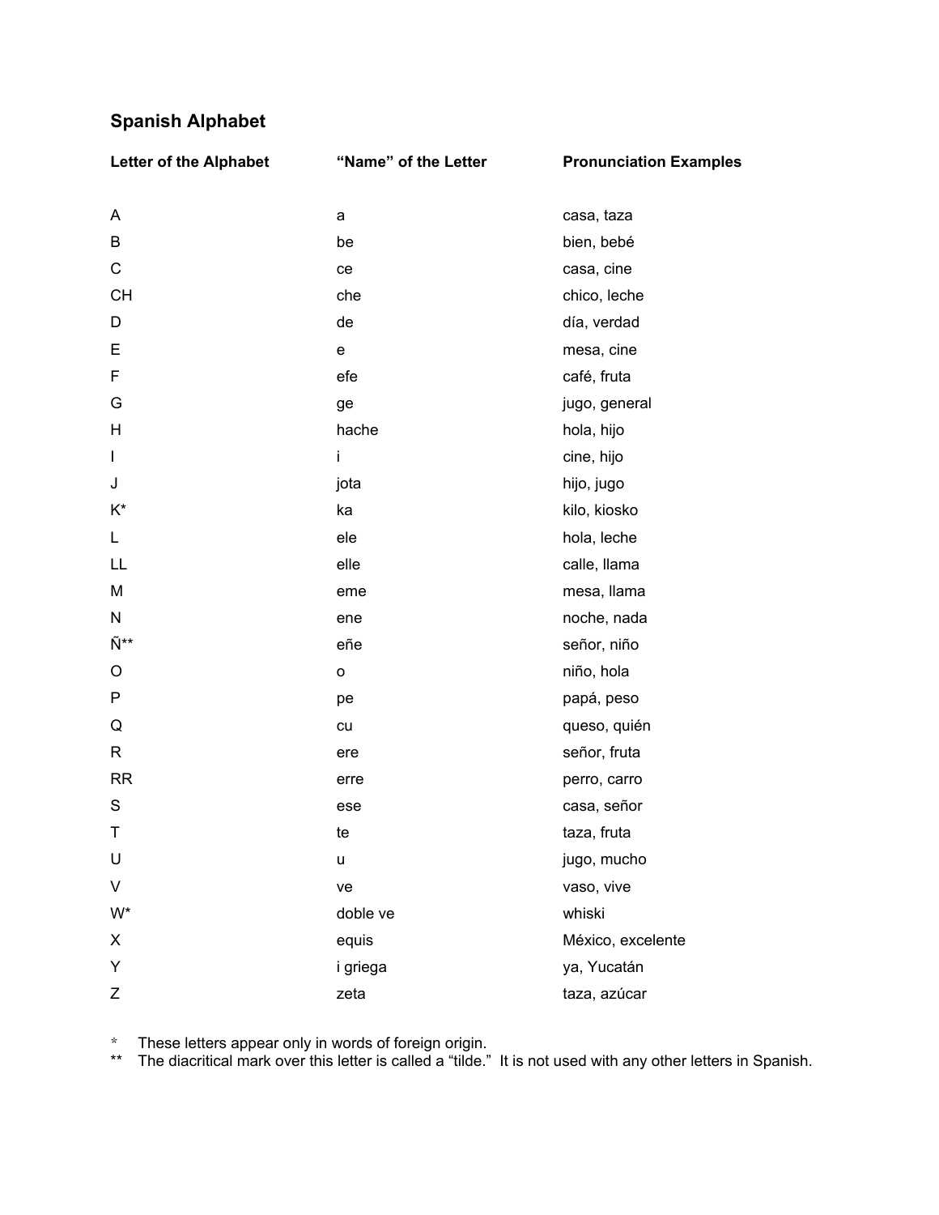# Spanish Alphabet

| Letter of the Alphabet | "Name" of the Letter | Pronunciation Examples |
|---|---|---|
| A | a | casa, taza |
| B | be | bien, bebé |
| C | ce | casa, cine |
| CH | che | chico, leche |
| D | de | día, verdad |
| E | e | mesa, cine |
| F | efe | café, fruta |
| G | ge | jugo, general |
| H | hache | hola, hijo |
| I | i | cine, hijo |
| J | jota | hijo, jugo |
| K* | ka | kilo, kiosko |
| L | ele | hola, leche |
| LL | elle | calle, llama |
| M | eme | mesa, llama |
| N | ene | noche, nada |
| Ñ** | eñe | señor, niño |
| O | o | niño, hola |
| P | pe | papá, peso |
| Q | cu | queso, quién |
| R | ere | señor, fruta |
| RR | erre | perro, carro |
| S | ese | casa, señor |
| T | te | taza, fruta |
| U | u | jugo, mucho |
| V | ve | vaso, vive |
| W* | doble ve | whiski |
| X | equis | México, excelente |
| Y | i griega | ya, Yucatán |
| Z | zeta | taza, azúcar |

\* These letters appear only in words of foreign origin.

** The diacritical mark over this letter is called a "tilde." It is not used with any other letters in Spanish.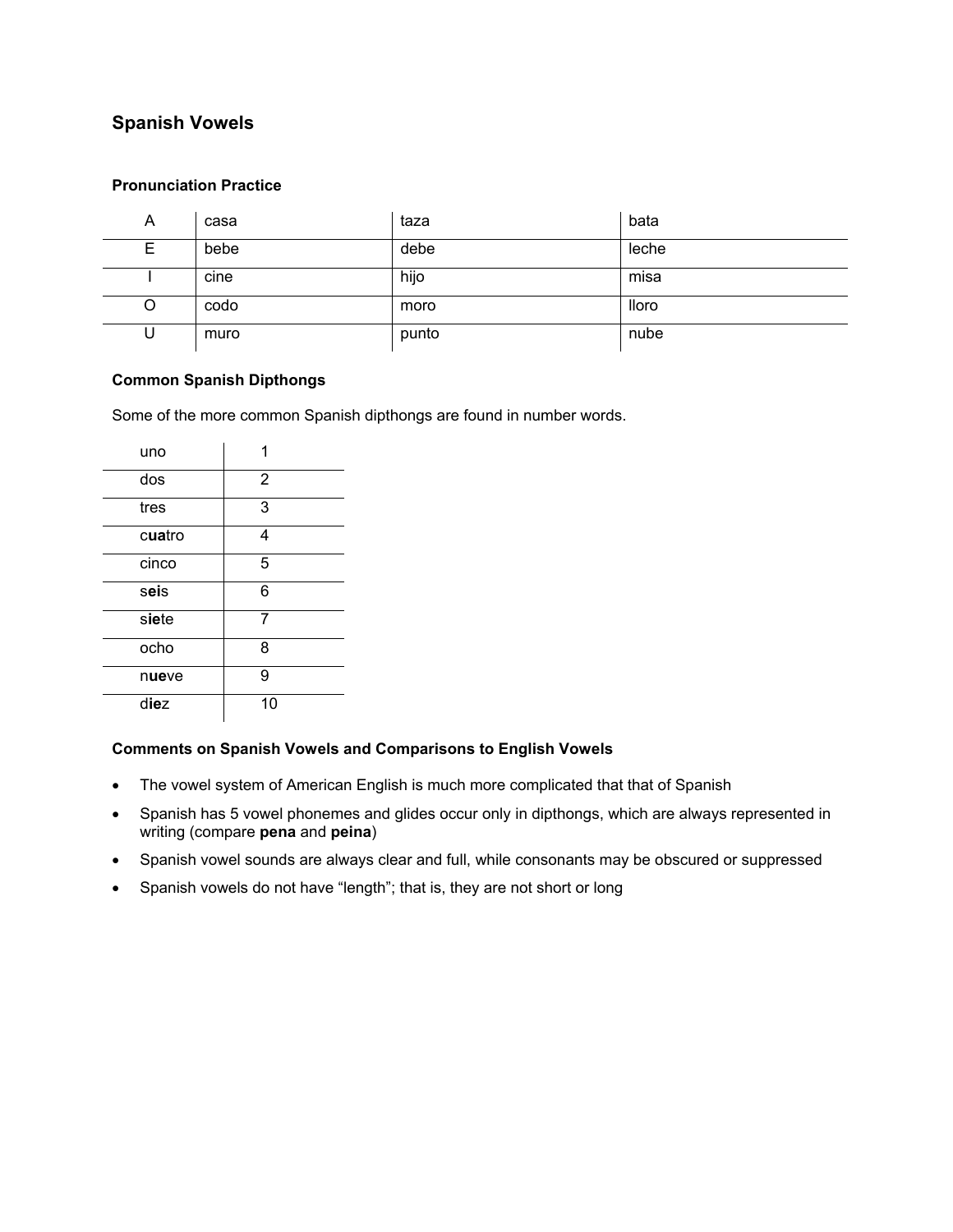## Spanish Vowels

### Pronunciation Practice

| | | | |
|---|---|---|---|
| A | casa | taza | bata |
| E | bebe | debe | leche |
| I | cine | hijo | misa |
| O | codo | moro | lloro |
| U | muro | punto | nube |

### Common Spanish Dipthongs

Some of the more common Spanish dipthongs are found in number words.

| | |
|---|---|
| uno | 1 |
| dos | 2 |
| tres | 3 |
| c**ua**tro | 4 |
| cinco | 5 |
| s**ei**s | 6 |
| s**ie**te | 7 |
| ocho | 8 |
| n**ue**ve | 9 |
| d**ie**z | 10 |

### Comments on Spanish Vowels and Comparisons to English Vowels

- The vowel system of American English is much more complicated that that of Spanish
- Spanish has 5 vowel phonemes and glides occur only in dipthongs, which are always represented in writing (compare **pena** and **peina**)
- Spanish vowel sounds are always clear and full, while consonants may be obscured or suppressed
- Spanish vowels do not have "length"; that is, they are not short or long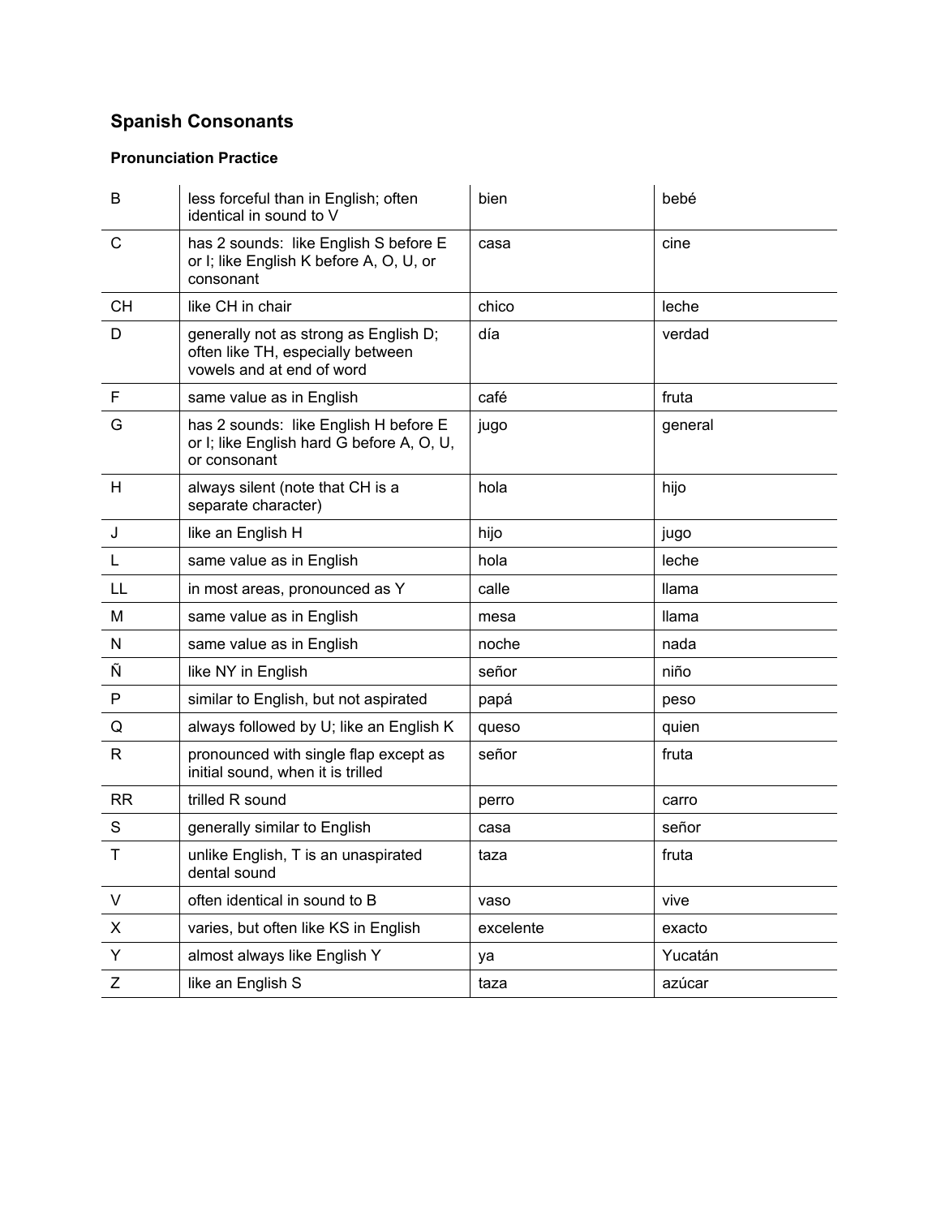## Spanish Consonants

### Pronunciation Practice

| | | | |
|---|---|---|---|
| B | less forceful than in English; often identical in sound to V | bien | bebé |
| C | has 2 sounds: like English S before E or I; like English K before A, O, U, or consonant | casa | cine |
| CH | like CH in chair | chico | leche |
| D | generally not as strong as English D; often like TH, especially between vowels and at end of word | día | verdad |
| F | same value as in English | café | fruta |
| G | has 2 sounds: like English H before E or I; like English hard G before A, O, U, or consonant | jugo | general |
| H | always silent (note that CH is a separate character) | hola | hijo |
| J | like an English H | hijo | jugo |
| L | same value as in English | hola | leche |
| LL | in most areas, pronounced as Y | calle | llama |
| M | same value as in English | mesa | llama |
| N | same value as in English | noche | nada |
| Ñ | like NY in English | señor | niño |
| P | similar to English, but not aspirated | papá | peso |
| Q | always followed by U; like an English K | queso | quien |
| R | pronounced with single flap except as initial sound, when it is trilled | señor | fruta |
| RR | trilled R sound | perro | carro |
| S | generally similar to English | casa | señor |
| T | unlike English, T is an unaspirated dental sound | taza | fruta |
| V | often identical in sound to B | vaso | vive |
| X | varies, but often like KS in English | excelente | exacto |
| Y | almost always like English Y | ya | Yucatán |
| Z | like an English S | taza | azúcar |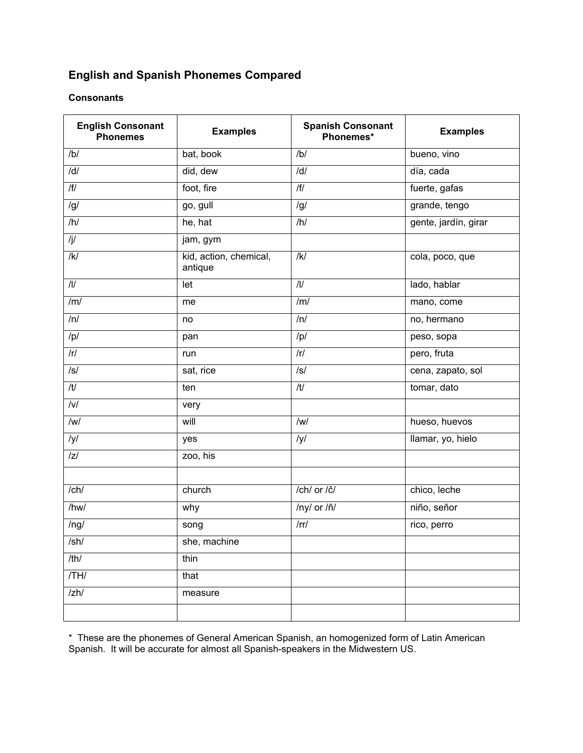## English and Spanish Phonemes Compared

### Consonants

| English Consonant Phonemes | Examples | Spanish Consonant Phonemes* | Examples |
|---|---|---|---|
| /b/ | bat, book | /b/ | bueno, vino |
| /d/ | did, dew | /d/ | día, cada |
| /f/ | foot, fire | /f/ | fuerte, gafas |
| /g/ | go, gull | /g/ | grande, tengo |
| /h/ | he, hat | /h/ | gente, jardín, girar |
| /j/ | jam, gym | | |
| /k/ | kid, action, chemical, antique | /k/ | cola, poco, que |
| /l/ | let | /l/ | lado, hablar |
| /m/ | me | /m/ | mano, come |
| /n/ | no | /n/ | no, hermano |
| /p/ | pan | /p/ | peso, sopa |
| /r/ | run | /r/ | pero, fruta |
| /s/ | sat, rice | /s/ | cena, zapato, sol |
| /t/ | ten | /t/ | tomar, dato |
| /v/ | very | | |
| /w/ | will | /w/ | hueso, huevos |
| /y/ | yes | /y/ | llamar, yo, hielo |
| /z/ | zoo, his | | |
| | | | |
| /ch/ | church | /ch/ or /ĉ/ | chico, leche |
| /hw/ | why | /ny/ or /ñ/ | niño, señor |
| /ng/ | song | /rr/ | rico, perro |
| /sh/ | she, machine | | |
| /th/ | thin | | |
| /TH/ | that | | |
| /zh/ | measure | | |
| | | | |

* These are the phonemes of General American Spanish, an homogenized form of Latin American Spanish. It will be accurate for almost all Spanish-speakers in the Midwestern US.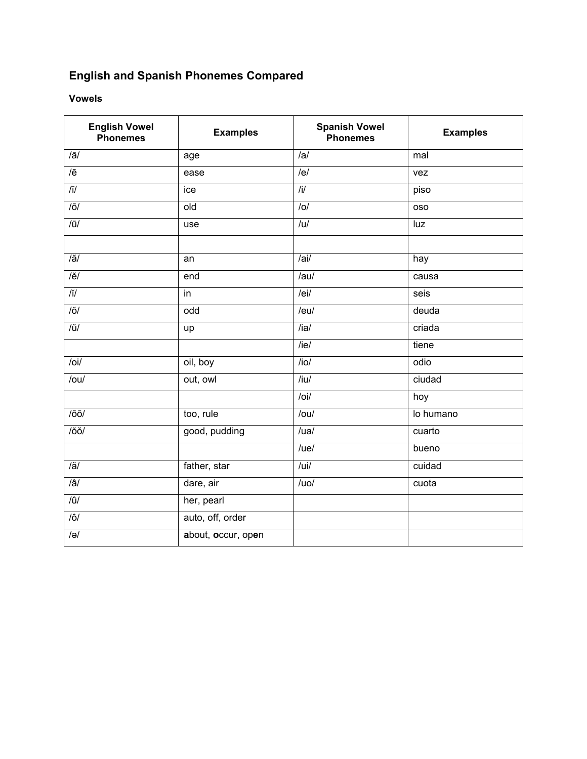## English and Spanish Phonemes Compared

### Vowels

| English Vowel Phonemes | Examples | Spanish Vowel Phonemes | Examples |
|---|---|---|---|
| /ā/ | age | /a/ | mal |
| /ē | ease | /e/ | vez |
| /ī/ | ice | /i/ | piso |
| /ō/ | old | /o/ | oso |
| /ū/ | use | /u/ | luz |
| | | | |
| /ă/ | an | /ai/ | hay |
| /ĕ/ | end | /au/ | causa |
| /ĭ/ | in | /ei/ | seis |
| /ŏ/ | odd | /eu/ | deuda |
| /ŭ/ | up | /ia/ | criada |
| | | /ie/ | tiene |
| /oi/ | oil, boy | /io/ | odio |
| /ou/ | out, owl | /iu/ | ciudad |
| | | /oi/ | hoy |
| /ōō/ | too, rule | /ou/ | lo humano |
| /ŏŏ/ | good, pudding | /ua/ | cuarto |
| | | /ue/ | bueno |
| /ä/ | father, star | /ui/ | cuidad |
| /â/ | dare, air | /uo/ | cuota |
| /û/ | her, pearl | | |
| /ô/ | auto, off, order | | |
| /ə/ | **a**bout, **o**ccur, op**e**n | | |